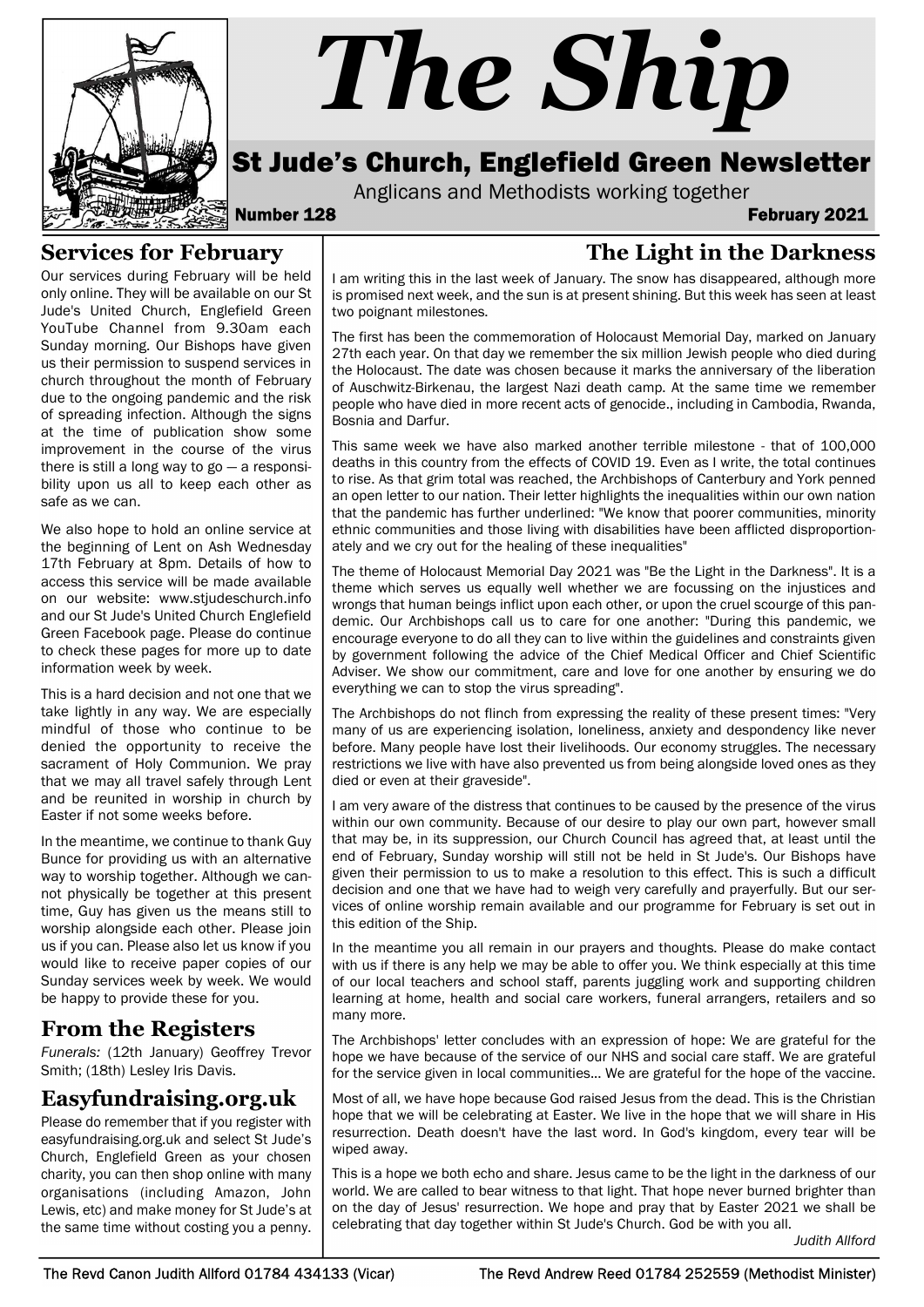# The Ship

## St Jude's Church, Englefield Green Newsletter

Anglicans and Methodists working together

**Number 128** **February 2021**

## Services for February

Our services during February will be held only online. They will be available on our St Jude's United Church, Englefield Green YouTube Channel from 9.30am each Sunday morning. Our Bishops have given us their permission to suspend services in church throughout the month of February due to the ongoing pandemic and the risk of spreading infection. Although the signs at the time of publication show some improvement in the course of the virus there is still a long way to go — a responsibility upon us all to keep each other as safe as we can.

We also hope to hold an online service at the beginning of Lent on Ash Wednesday 17th February at 8pm. Details of how to access this service will be made available on our website: www.stjudeschurch.info and our St Jude's United Church Englefield Green Facebook page. Please do continue to check these pages for more up to date information week by week.

This is a hard decision and not one that we take lightly in any way. We are especially mindful of those who continue to be denied the opportunity to receive the sacrament of Holy Communion. We pray that we may all travel safely through Lent and be reunited in worship in church by Easter if not some weeks before.

In the meantime, we continue to thank Guy Bunce for providing us with an alternative way to worship together. Although we cannot physically be together at this present time, Guy has given us the means still to worship alongside each other. Please join us if you can. Please also let us know if you would like to receive paper copies of our Sunday services week by week. We would be happy to provide these for you.

## From the Registers

*Funerals:* (12th January) Geoffrey Trevor Smith; (18th) Lesley Iris Davis.

## Easyfundraising.org.uk

Please do remember that if you register with easyfundraising.org.uk and select St Jude's Church, Englefield Green as your chosen charity, you can then shop online with many organisations (including Amazon, John Lewis, etc) and make money for St Jude's at the same time without costing you a penny.

## The Light in the Darkness

I am writing this in the last week of January. The snow has disappeared, although more is promised next week, and the sun is at present shining. But this week has seen at least two poignant milestones.

The first has been the commemoration of Holocaust Memorial Day, marked on January 27th each year. On that day we remember the six million Jewish people who died during the Holocaust. The date was chosen because it marks the anniversary of the liberation of Auschwitz-Birkenau, the largest Nazi death camp. At the same time we remember people who have died in more recent acts of genocide., including in Cambodia, Rwanda, Bosnia and Darfur.

This same week we have also marked another terrible milestone - that of 100,000 deaths in this country from the effects of COVID 19. Even as I write, the total continues to rise. As that grim total was reached, the Archbishops of Canterbury and York penned an open letter to our nation. Their letter highlights the inequalities within our own nation that the pandemic has further underlined: "We know that poorer communities, minority ethnic communities and those living with disabilities have been afflicted disproportionately and we cry out for the healing of these inequalities"

The theme of Holocaust Memorial Day 2021 was "Be the Light in the Darkness". It is a theme which serves us equally well whether we are focussing on the injustices and wrongs that human beings inflict upon each other, or upon the cruel scourge of this pandemic. Our Archbishops call us to care for one another: "During this pandemic, we encourage everyone to do all they can to live within the guidelines and constraints given by government following the advice of the Chief Medical Officer and Chief Scientific Adviser. We show our commitment, care and love for one another by ensuring we do everything we can to stop the virus spreading".

The Archbishops do not flinch from expressing the reality of these present times: "Very many of us are experiencing isolation, loneliness, anxiety and despondency like never before. Many people have lost their livelihoods. Our economy struggles. The necessary restrictions we live with have also prevented us from being alongside loved ones as they died or even at their graveside".

I am very aware of the distress that continues to be caused by the presence of the virus within our own community. Because of our desire to play our own part, however small that may be, in its suppression, our Church Council has agreed that, at least until the end of February, Sunday worship will still not be held in St Jude's. Our Bishops have given their permission to us to make a resolution to this effect. This is such a difficult decision and one that we have had to weigh very carefully and prayerfully. But our services of online worship remain available and our programme for February is set out in this edition of the Ship.

In the meantime you all remain in our prayers and thoughts. Please do make contact with us if there is any help we may be able to offer you. We think especially at this time of our local teachers and school staff, parents juggling work and supporting children learning at home, health and social care workers, funeral arrangers, retailers and so many more.

The Archbishops' letter concludes with an expression of hope: We are grateful for the hope we have because of the service of our NHS and social care staff. We are grateful for the service given in local communities… We are grateful for the hope of the vaccine.

Most of all, we have hope because God raised Jesus from the dead. This is the Christian hope that we will be celebrating at Easter. We live in the hope that we will share in His resurrection. Death doesn't have the last word. In God's kingdom, every tear will be wiped away.

This is a hope we both echo and share. Jesus came to be the light in the darkness of our world. We are called to bear witness to that light. That hope never burned brighter than on the day of Jesus' resurrection. We hope and pray that by Easter 2021 we shall be celebrating that day together within St Jude's Church. God be with you all.

*Judith Allford*

The Revd Canon Judith Allford 01784 434133 (Vicar) The Revd Andrew Reed 01784 252559 (Methodist Minister)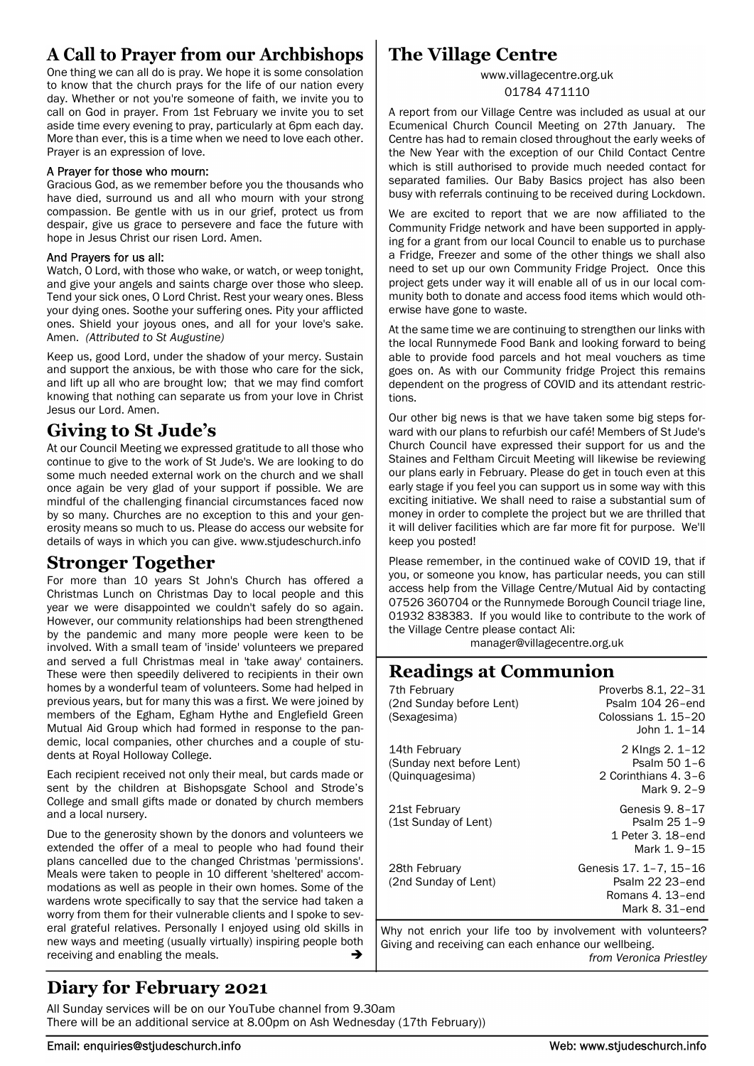## A Call to Prayer from our Archbishops

One thing we can all do is pray. We hope it is some consolation to know that the church prays for the life of our nation every day. Whether or not you're someone of faith, we invite you to call on God in prayer. From 1st February we invite you to set aside time every evening to pray, particularly at 6pm each day. More than ever, this is a time when we need to love each other. Prayer is an expression of love.

#### A Prayer for those who mourn:

Gracious God, as we remember before you the thousands who have died, surround us and all who mourn with your strong compassion. Be gentle with us in our grief, protect us from despair, give us grace to persevere and face the future with hope in Jesus Christ our risen Lord. Amen.

#### And Prayers for us all:

Watch, O Lord, with those who wake, or watch, or weep tonight, and give your angels and saints charge over those who sleep. Tend your sick ones, O Lord Christ. Rest your weary ones. Bless your dying ones. Soothe your suffering ones. Pity your afflicted ones. Shield your joyous ones, and all for your love's sake. Amen. *(Attributed to St Augustine)*

Keep us, good Lord, under the shadow of your mercy. Sustain and support the anxious, be with those who care for the sick, and lift up all who are brought low; that we may find comfort knowing that nothing can separate us from your love in Christ Jesus our Lord. Amen.

## Giving to St Jude's

At our Council Meeting we expressed gratitude to all those who continue to give to the work of St Jude's. We are looking to do some much needed external work on the church and we shall once again be very glad of your support if possible. We are mindful of the challenging financial circumstances faced now by so many. Churches are no exception to this and your generosity means so much to us. Please do access our website for details of ways in which you can give. www.stjudeschurch.info

## Stronger Together

For more than 10 years St John's Church has offered a Christmas Lunch on Christmas Day to local people and this year we were disappointed we couldn't safely do so again. However, our community relationships had been strengthened by the pandemic and many more people were keen to be involved. With a small team of 'inside' volunteers we prepared and served a full Christmas meal in 'take away' containers. These were then speedily delivered to recipients in their own homes by a wonderful team of volunteers. Some had helped in previous years, but for many this was a first. We were joined by members of the Egham, Egham Hythe and Englefield Green Mutual Aid Group which had formed in response to the pandemic, local companies, other churches and a couple of students at Royal Holloway College.

Each recipient received not only their meal, but cards made or sent by the children at Bishopsgate School and Strode's College and small gifts made or donated by church members and a local nursery.

Due to the generosity shown by the donors and volunteers we extended the offer of a meal to people who had found their plans cancelled due to the changed Christmas 'permissions'. Meals were taken to people in 10 different 'sheltered' accommodations as well as people in their own homes. Some of the wardens wrote specifically to say that the service had taken a worry from them for their vulnerable clients and I spoke to several grateful relatives. Personally I enjoyed using old skills in new ways and meeting (usually virtually) inspiring people both receiving and enabling the meals. ➔

Why not enrich your life too by involvement with volunteers? Giving and receiving can each enhance our wellbeing.

*from Veronica Priestley*

## The Village Centre

www.villagecentre.org.uk
01784 471110

A report from our Village Centre was included as usual at our Ecumenical Church Council Meeting on 27th January. The Centre has had to remain closed throughout the early weeks of the New Year with the exception of our Child Contact Centre which is still authorised to provide much needed contact for separated families. Our Baby Basics project has also been busy with referrals continuing to be received during Lockdown.

We are excited to report that we are now affiliated to the Community Fridge network and have been supported in applying for a grant from our local Council to enable us to purchase a Fridge, Freezer and some of the other things we shall also need to set up our own Community Fridge Project. Once this project gets under way it will enable all of us in our local community both to donate and access food items which would otherwise have gone to waste.

At the same time we are continuing to strengthen our links with the local Runnymede Food Bank and looking forward to being able to provide food parcels and hot meal vouchers as time goes on. As with our Community fridge Project this remains dependent on the progress of COVID and its attendant restrictions.

Our other big news is that we have taken some big steps forward with our plans to refurbish our café! Members of St Jude's Church Council have expressed their support for us and the Staines and Feltham Circuit Meeting will likewise be reviewing our plans early in February. Please do get in touch even at this early stage if you feel you can support us in some way with this exciting initiative. We shall need to raise a substantial sum of money in order to complete the project but we are thrilled that it will deliver facilities which are far more fit for purpose. We'll keep you posted!

Please remember, in the continued wake of COVID 19, that if you, or someone you know, has particular needs, you can still access help from the Village Centre/Mutual Aid by contacting 07526 360704 or the Runnymede Borough Council triage line, 01932 838383. If you would like to contribute to the work of the Village Centre please contact Ali:

manager@villagecentre.org.uk

## Readings at Communion

| | |
|---|---|
| 7th February<br>(2nd Sunday before Lent)<br>(Sexagesima) | Proverbs 8.1, 22–31<br>Psalm 104 26–end<br>Colossians 1. 15–20<br>John 1. 1–14 |
| 14th February<br>(Sunday next before Lent)<br>(Quinquagesima) | 2 KIngs 2. 1–12<br>Psalm 50 1–6<br>2 Corinthians 4. 3–6<br>Mark 9. 2–9 |
| 21st February<br>(1st Sunday of Lent) | Genesis 9. 8–17<br>Psalm 25 1–9<br>1 Peter 3. 18–end<br>Mark 1. 9–15 |
| 28th February<br>(2nd Sunday of Lent) | Genesis 17. 1–7, 15–16<br>Psalm 22 23–end<br>Romans 4. 13–end<br>Mark 8. 31–end |

## Diary for February 2021

All Sunday services will be on our YouTube channel from 9.30am
There will be an additional service at 8.00pm on Ash Wednesday (17th February))

Email: enquiries@stjudeschurch.info Web: www.stjudeschurch.info